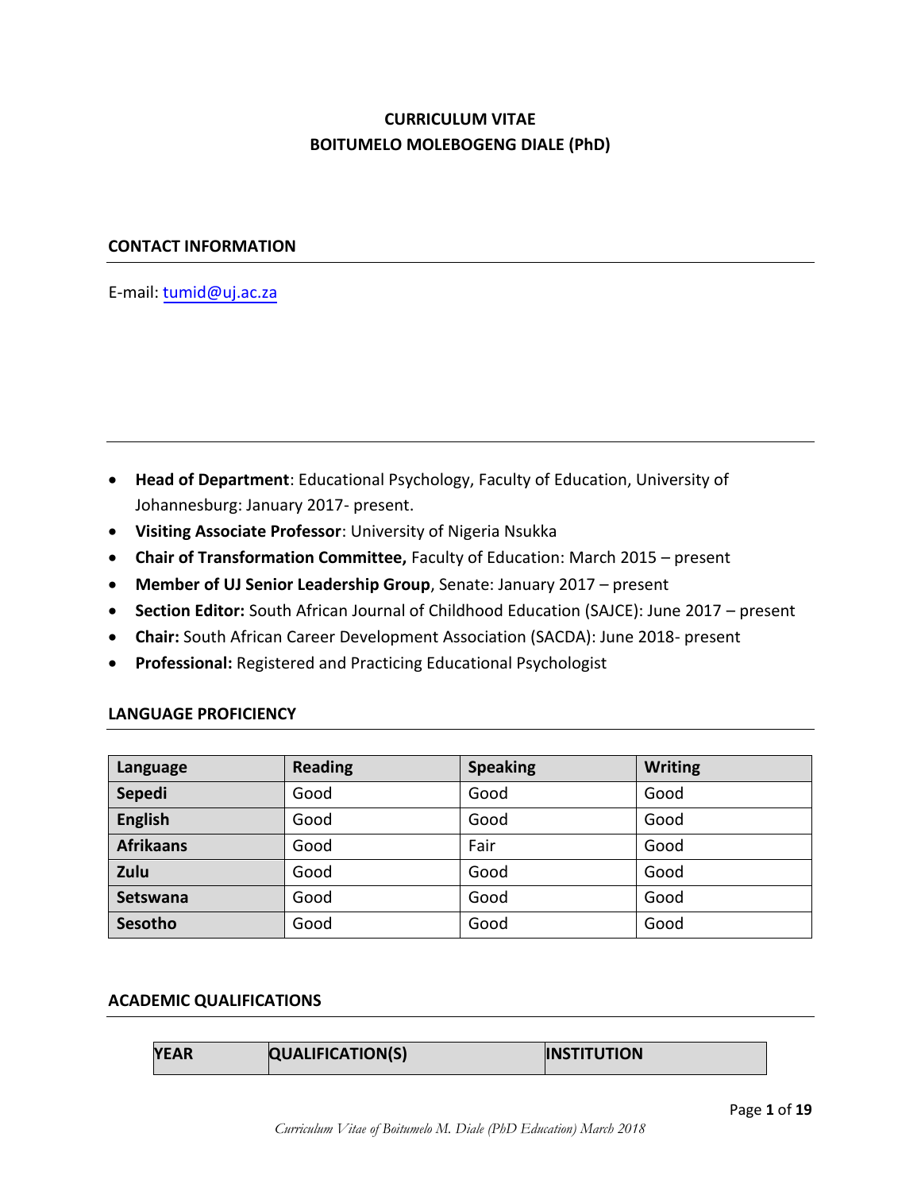# CURRICULUM VITAE
# BOITUMELO MOLEBOGENG DIALE (PhD)

## CONTACT INFORMATION

E-mail: tumid@uj.ac.za

- **Head of Department**: Educational Psychology, Faculty of Education, University of Johannesburg: January 2017- present.
- **Visiting Associate Professor**: University of Nigeria Nsukka
- **Chair of Transformation Committee,** Faculty of Education: March 2015 – present
- **Member of UJ Senior Leadership Group**, Senate: January 2017 – present
- **Section Editor:** South African Journal of Childhood Education (SAJCE): June 2017 – present
- **Chair:** South African Career Development Association (SACDA): June 2018- present
- **Professional:** Registered and Practicing Educational Psychologist

## LANGUAGE PROFICIENCY

| Language | Reading | Speaking | Writing |
|---|---|---|---|
| **Sepedi** | Good | Good | Good |
| **English** | Good | Good | Good |
| **Afrikaans** | Good | Fair | Good |
| **Zulu** | Good | Good | Good |
| **Setswana** | Good | Good | Good |
| **Sesotho** | Good | Good | Good |

## ACADEMIC QUALIFICATIONS

| YEAR | QUALIFICATION(S) | INSTITUTION |
|---|---|---|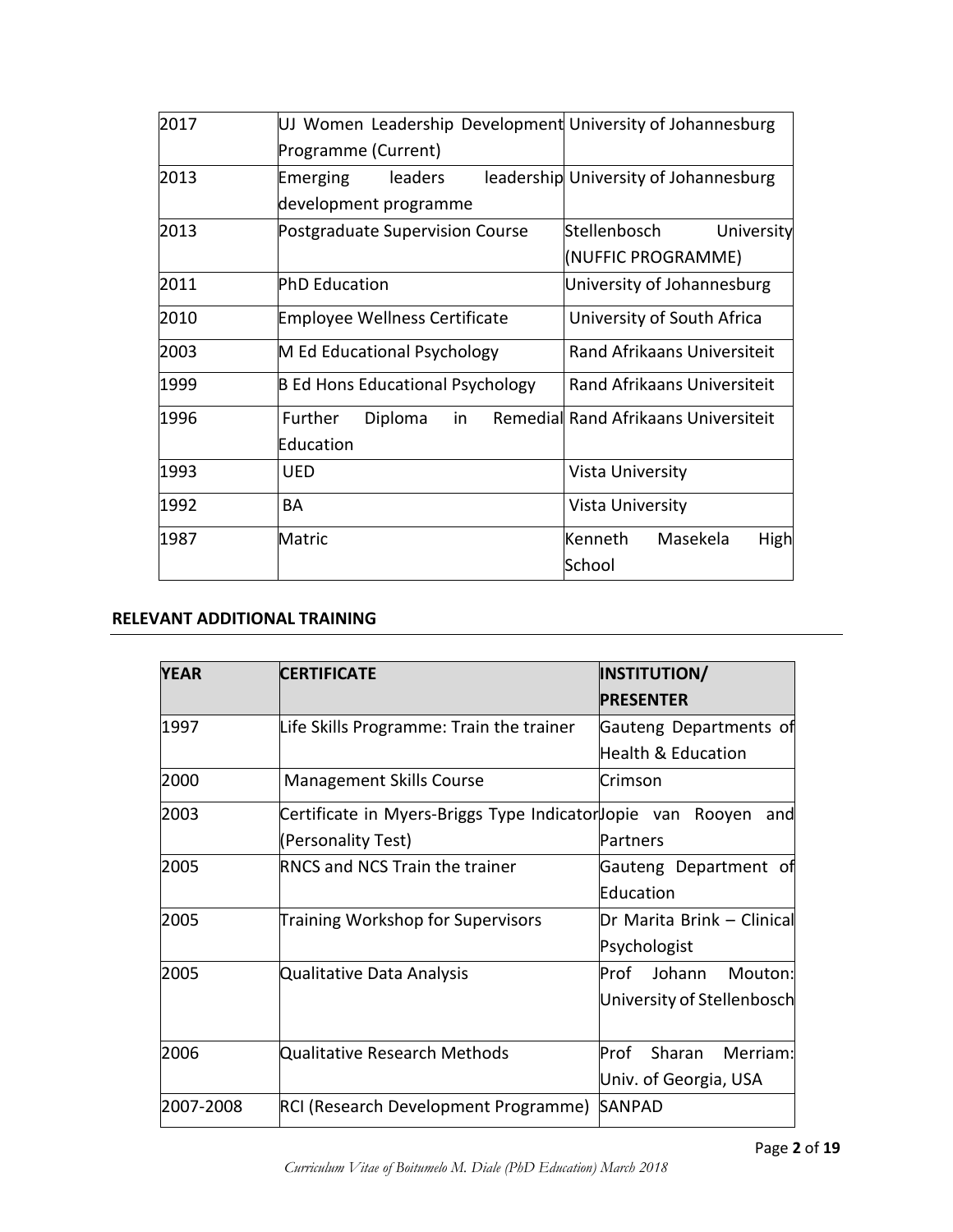| 2017 | UJ Women Leadership Development Programme (Current) | University of Johannesburg |
|---|---|---|
| 2013 | Emerging leaders leadership development programme | University of Johannesburg |
| 2013 | Postgraduate Supervision Course | Stellenbosch University (NUFFIC PROGRAMME) |
| 2011 | PhD Education | University of Johannesburg |
| 2010 | Employee Wellness Certificate | University of South Africa |
| 2003 | M Ed Educational Psychology | Rand Afrikaans Universiteit |
| 1999 | B Ed Hons Educational Psychology | Rand Afrikaans Universiteit |
| 1996 | Further Diploma in Remedial Education | Rand Afrikaans Universiteit |
| 1993 | UED | Vista University |
| 1992 | BA | Vista University |
| 1987 | Matric | Kenneth Masekela High School |

## RELEVANT ADDITIONAL TRAINING

| YEAR | CERTIFICATE | INSTITUTION/ PRESENTER |
|---|---|---|
| 1997 | Life Skills Programme: Train the trainer | Gauteng Departments of Health & Education |
| 2000 | Management Skills Course | Crimson |
| 2003 | Certificate in Myers-Briggs Type Indicator (Personality Test) | Jopie van Rooyen and Partners |
| 2005 | RNCS and NCS Train the trainer | Gauteng Department of Education |
| 2005 | Training Workshop for Supervisors | Dr Marita Brink – Clinical Psychologist |
| 2005 | Qualitative Data Analysis | Prof Johann Mouton: University of Stellenbosch |
| 2006 | Qualitative Research Methods | Prof Sharan Merriam: Univ. of Georgia, USA |
| 2007-2008 | RCI (Research Development Programme) | SANPAD |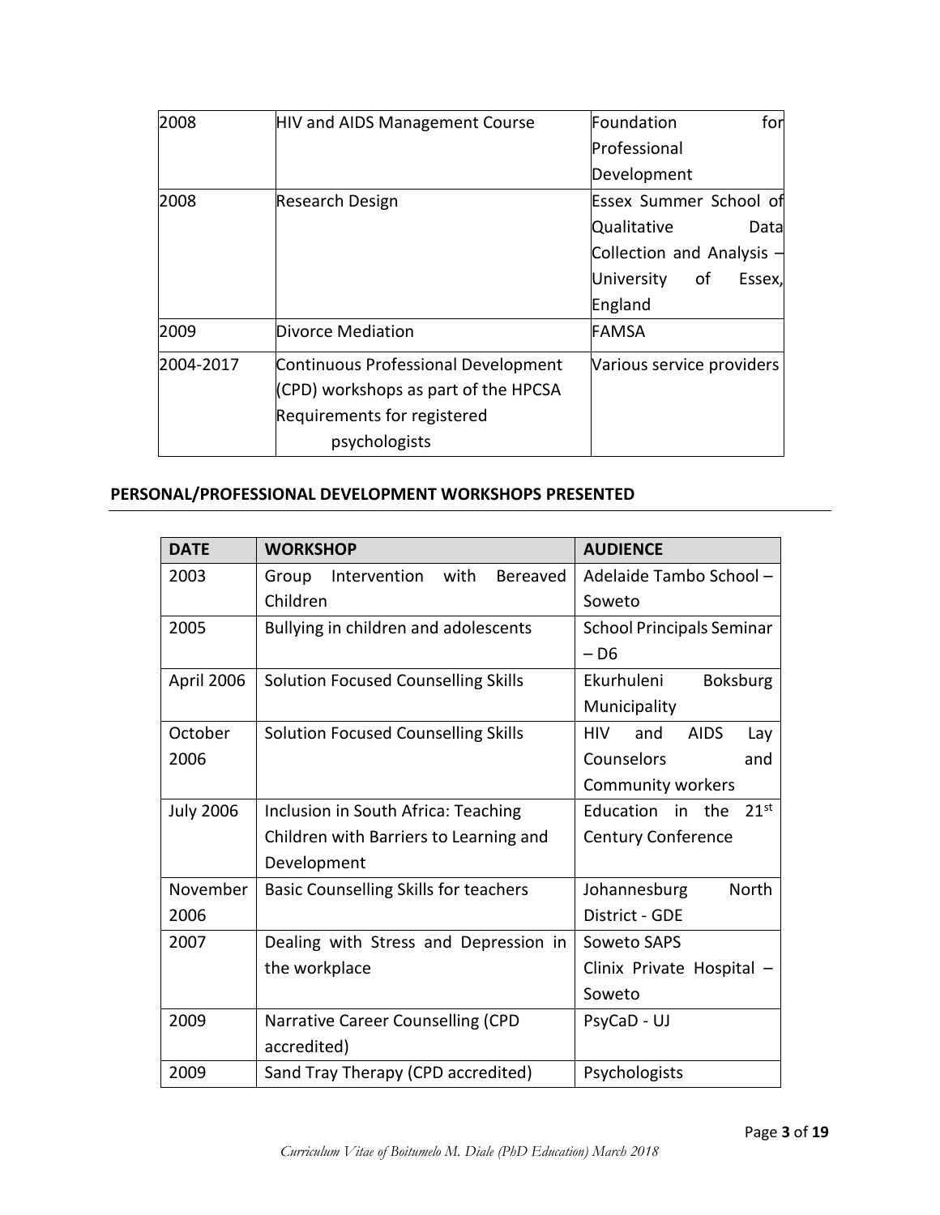| 2008 | HIV and AIDS Management Course | Foundation for Professional Development |
|---|---|---|
| 2008 | Research Design | Essex Summer School of Qualitative Data Collection and Analysis – University of Essex, England |
| 2009 | Divorce Mediation | FAMSA |
| 2004-2017 | Continuous Professional Development (CPD) workshops as part of the HPCSA Requirements for registered psychologists | Various service providers |

## PERSONAL/PROFESSIONAL DEVELOPMENT WORKSHOPS PRESENTED

| DATE | WORKSHOP | AUDIENCE |
|---|---|---|
| 2003 | Group Intervention with Bereaved Children | Adelaide Tambo School – Soweto |
| 2005 | Bullying in children and adolescents | School Principals Seminar – D6 |
| April 2006 | Solution Focused Counselling Skills | Ekurhuleni Boksburg Municipality |
| October 2006 | Solution Focused Counselling Skills | HIV and AIDS Lay Counselors and Community workers |
| July 2006 | Inclusion in South Africa: Teaching Children with Barriers to Learning and Development | Education in the 21st Century Conference |
| November 2006 | Basic Counselling Skills for teachers | Johannesburg North District - GDE |
| 2007 | Dealing with Stress and Depression in the workplace | Soweto SAPS<br>Clinix Private Hospital – Soweto |
| 2009 | Narrative Career Counselling (CPD accredited) | PsyCaD - UJ |
| 2009 | Sand Tray Therapy (CPD accredited) | Psychologists |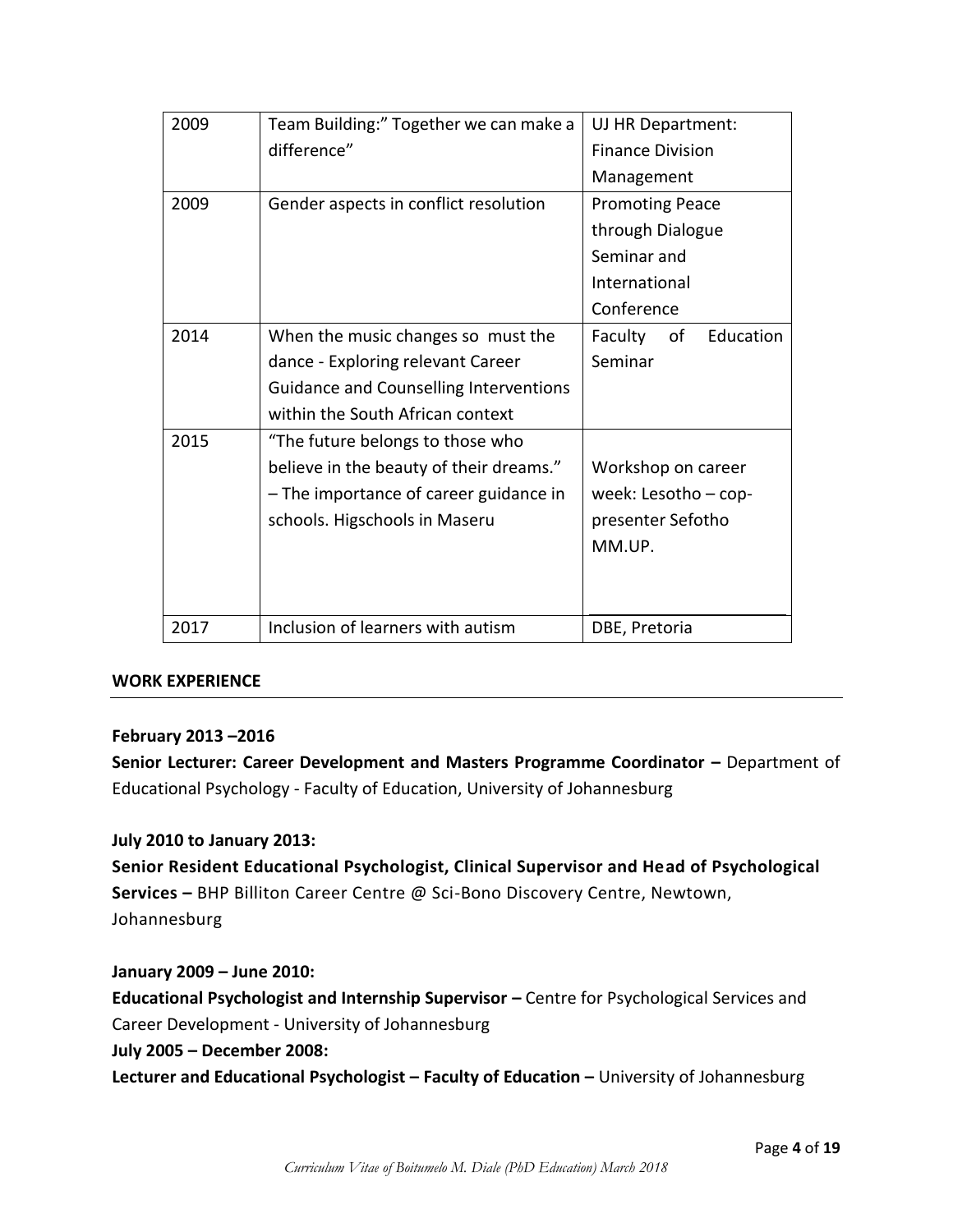| | | |
|---|---|---|
| 2009 | Team Building:" Together we can make a difference" | UJ HR Department: Finance Division Management |
| 2009 | Gender aspects in conflict resolution | Promoting Peace through Dialogue Seminar and International Conference |
| 2014 | When the music changes so must the dance - Exploring relevant Career Guidance and Counselling Interventions within the South African context | Faculty of Education Seminar |
| 2015 | "The future belongs to those who believe in the beauty of their dreams." – The importance of career guidance in schools. Higschools in Maseru | Workshop on career week: Lesotho – cop-presenter Sefotho MM.UP. |
| 2017 | Inclusion of learners with autism | DBE, Pretoria |

## WORK EXPERIENCE

**February 2013 –2016**

**Senior Lecturer: Career Development and Masters Programme Coordinator –** Department of Educational Psychology - Faculty of Education, University of Johannesburg

**July 2010 to January 2013:**

**Senior Resident Educational Psychologist, Clinical Supervisor and Head of Psychological Services –** BHP Billiton Career Centre @ Sci-Bono Discovery Centre, Newtown, Johannesburg

**January 2009 – June 2010:**

**Educational Psychologist and Internship Supervisor –** Centre for Psychological Services and Career Development - University of Johannesburg

**July 2005 – December 2008:**

**Lecturer and Educational Psychologist – Faculty of Education –** University of Johannesburg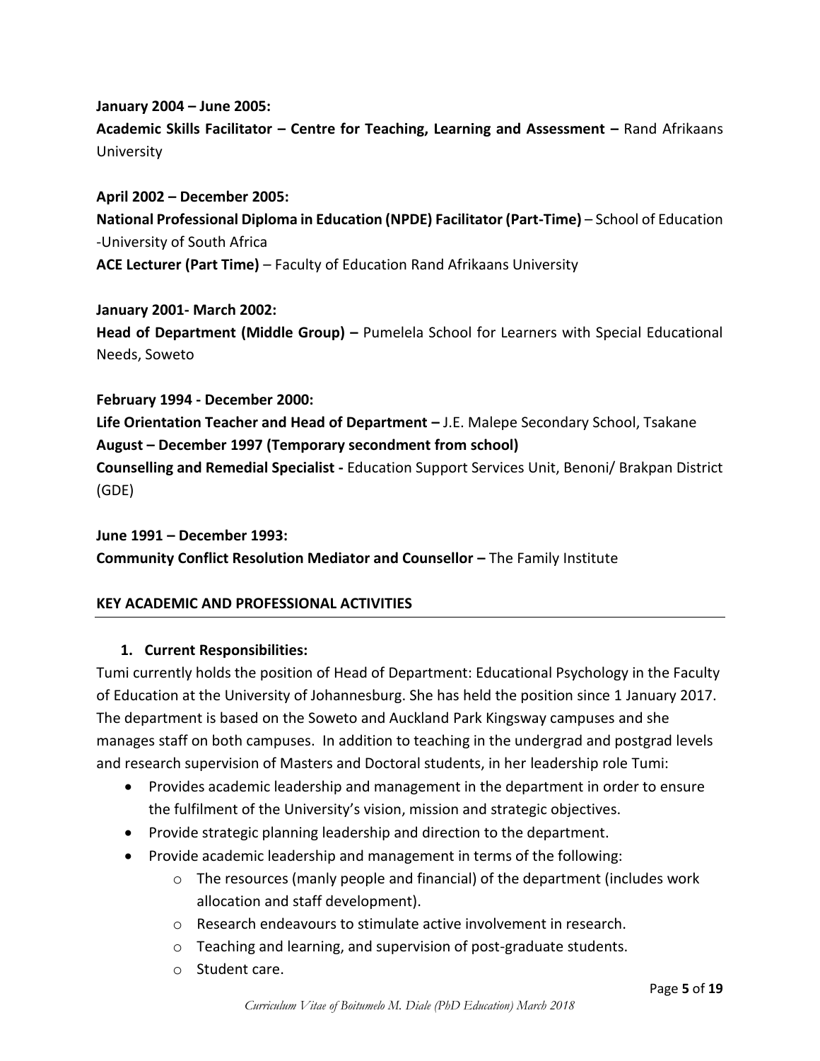**January 2004 – June 2005:**
**Academic Skills Facilitator – Centre for Teaching, Learning and Assessment –** Rand Afrikaans University

**April 2002 – December 2005:**
**National Professional Diploma in Education (NPDE) Facilitator (Part-Time)** – School of Education -University of South Africa
**ACE Lecturer (Part Time)** – Faculty of Education Rand Afrikaans University

**January 2001- March 2002:**
**Head of Department (Middle Group) –** Pumelela School for Learners with Special Educational Needs, Soweto

**February 1994 - December 2000:**
**Life Orientation Teacher and Head of Department –** J.E. Malepe Secondary School, Tsakane
**August – December 1997 (Temporary secondment from school)**
**Counselling and Remedial Specialist -** Education Support Services Unit, Benoni/ Brakpan District (GDE)

**June 1991 – December 1993:**
**Community Conflict Resolution Mediator and Counsellor –** The Family Institute

## KEY ACADEMIC AND PROFESSIONAL ACTIVITIES

### 1. Current Responsibilities:

Tumi currently holds the position of Head of Department: Educational Psychology in the Faculty of Education at the University of Johannesburg. She has held the position since 1 January 2017. The department is based on the Soweto and Auckland Park Kingsway campuses and she manages staff on both campuses. In addition to teaching in the undergrad and postgrad levels and research supervision of Masters and Doctoral students, in her leadership role Tumi:

- Provides academic leadership and management in the department in order to ensure the fulfilment of the University's vision, mission and strategic objectives.
- Provide strategic planning leadership and direction to the department.
- Provide academic leadership and management in terms of the following:
  - The resources (manly people and financial) of the department (includes work allocation and staff development).
  - Research endeavours to stimulate active involvement in research.
  - Teaching and learning, and supervision of post-graduate students.
  - Student care.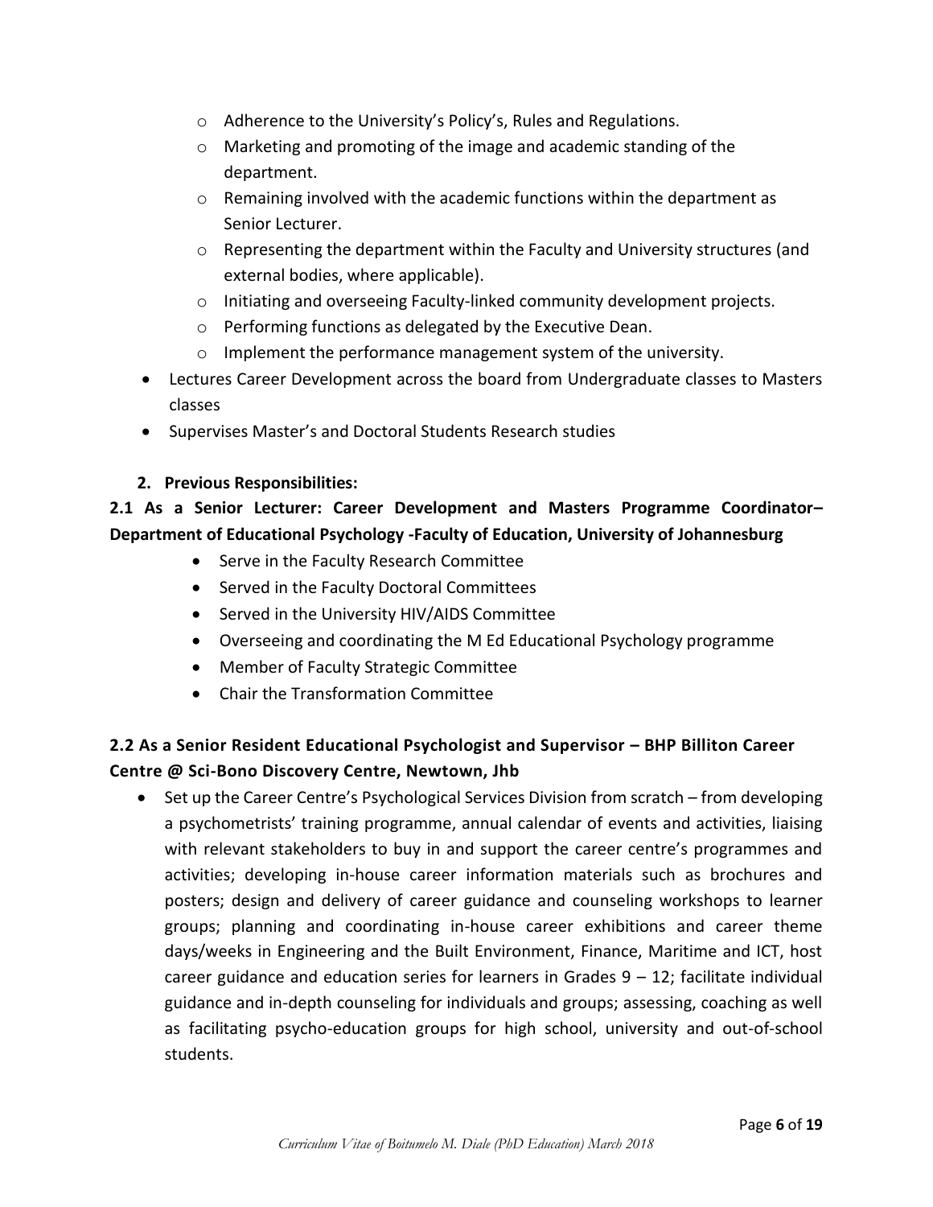- Adherence to the University's Policy's, Rules and Regulations.
  - Marketing and promoting of the image and academic standing of the department.
  - Remaining involved with the academic functions within the department as Senior Lecturer.
  - Representing the department within the Faculty and University structures (and external bodies, where applicable).
  - Initiating and overseeing Faculty-linked community development projects.
  - Performing functions as delegated by the Executive Dean.
  - Implement the performance management system of the university.
- Lectures Career Development across the board from Undergraduate classes to Masters classes
- Supervises Master's and Doctoral Students Research studies

**2. Previous Responsibilities:**

**2.1 As a Senior Lecturer: Career Development and Masters Programme Coordinator– Department of Educational Psychology -Faculty of Education, University of Johannesburg**

- Serve in the Faculty Research Committee
- Served in the Faculty Doctoral Committees
- Served in the University HIV/AIDS Committee
- Overseeing and coordinating the M Ed Educational Psychology programme
- Member of Faculty Strategic Committee
- Chair the Transformation Committee

**2.2 As a Senior Resident Educational Psychologist and Supervisor – BHP Billiton Career Centre @ Sci-Bono Discovery Centre, Newtown, Jhb**

- Set up the Career Centre's Psychological Services Division from scratch – from developing a psychometrists' training programme, annual calendar of events and activities, liaising with relevant stakeholders to buy in and support the career centre's programmes and activities; developing in-house career information materials such as brochures and posters; design and delivery of career guidance and counseling workshops to learner groups; planning and coordinating in-house career exhibitions and career theme days/weeks in Engineering and the Built Environment, Finance, Maritime and ICT, host career guidance and education series for learners in Grades 9 – 12; facilitate individual guidance and in-depth counseling for individuals and groups; assessing, coaching as well as facilitating psycho-education groups for high school, university and out-of-school students.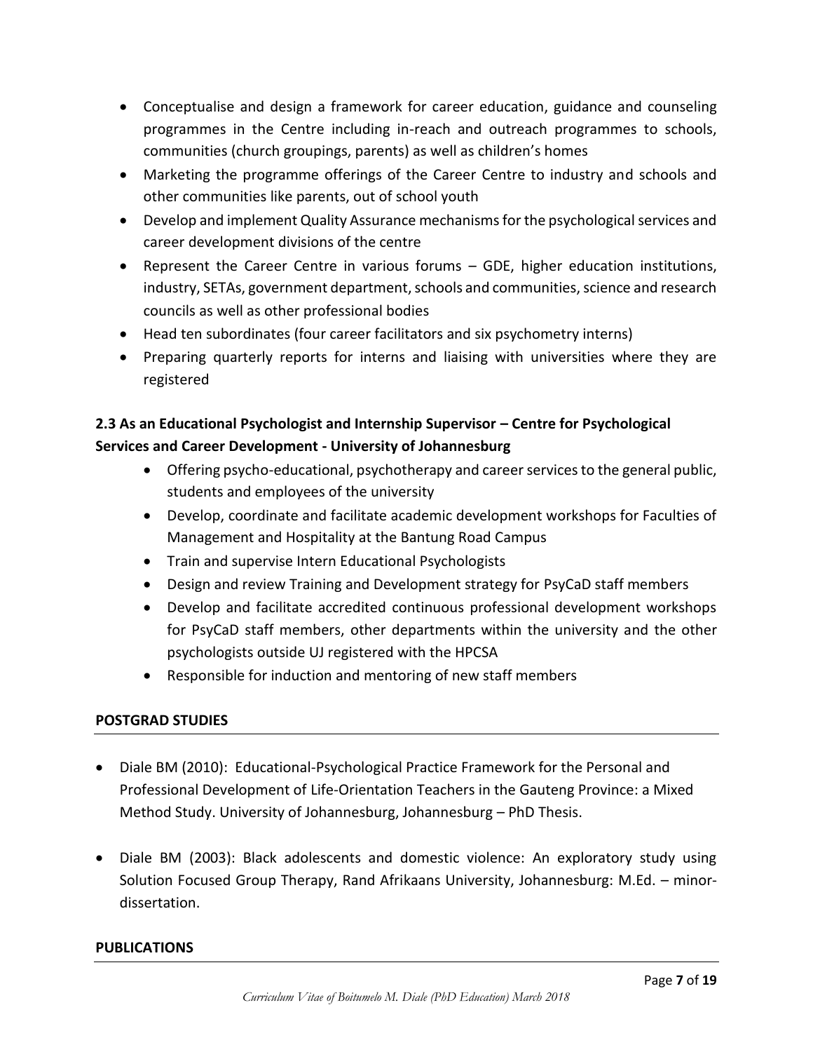- Conceptualise and design a framework for career education, guidance and counseling programmes in the Centre including in-reach and outreach programmes to schools, communities (church groupings, parents) as well as children's homes
- Marketing the programme offerings of the Career Centre to industry and schools and other communities like parents, out of school youth
- Develop and implement Quality Assurance mechanisms for the psychological services and career development divisions of the centre
- Represent the Career Centre in various forums – GDE, higher education institutions, industry, SETAs, government department, schools and communities, science and research councils as well as other professional bodies
- Head ten subordinates (four career facilitators and six psychometry interns)
- Preparing quarterly reports for interns and liaising with universities where they are registered

### 2.3 As an Educational Psychologist and Internship Supervisor – Centre for Psychological Services and Career Development - University of Johannesburg

- Offering psycho-educational, psychotherapy and career services to the general public, students and employees of the university
- Develop, coordinate and facilitate academic development workshops for Faculties of Management and Hospitality at the Bantung Road Campus
- Train and supervise Intern Educational Psychologists
- Design and review Training and Development strategy for PsyCaD staff members
- Develop and facilitate accredited continuous professional development workshops for PsyCaD staff members, other departments within the university and the other psychologists outside UJ registered with the HPCSA
- Responsible for induction and mentoring of new staff members

## POSTGRAD STUDIES

- Diale BM (2010): Educational-Psychological Practice Framework for the Personal and Professional Development of Life-Orientation Teachers in the Gauteng Province: a Mixed Method Study. University of Johannesburg, Johannesburg – PhD Thesis.

- Diale BM (2003): Black adolescents and domestic violence: An exploratory study using Solution Focused Group Therapy, Rand Afrikaans University, Johannesburg: M.Ed. – minor-dissertation.

## PUBLICATIONS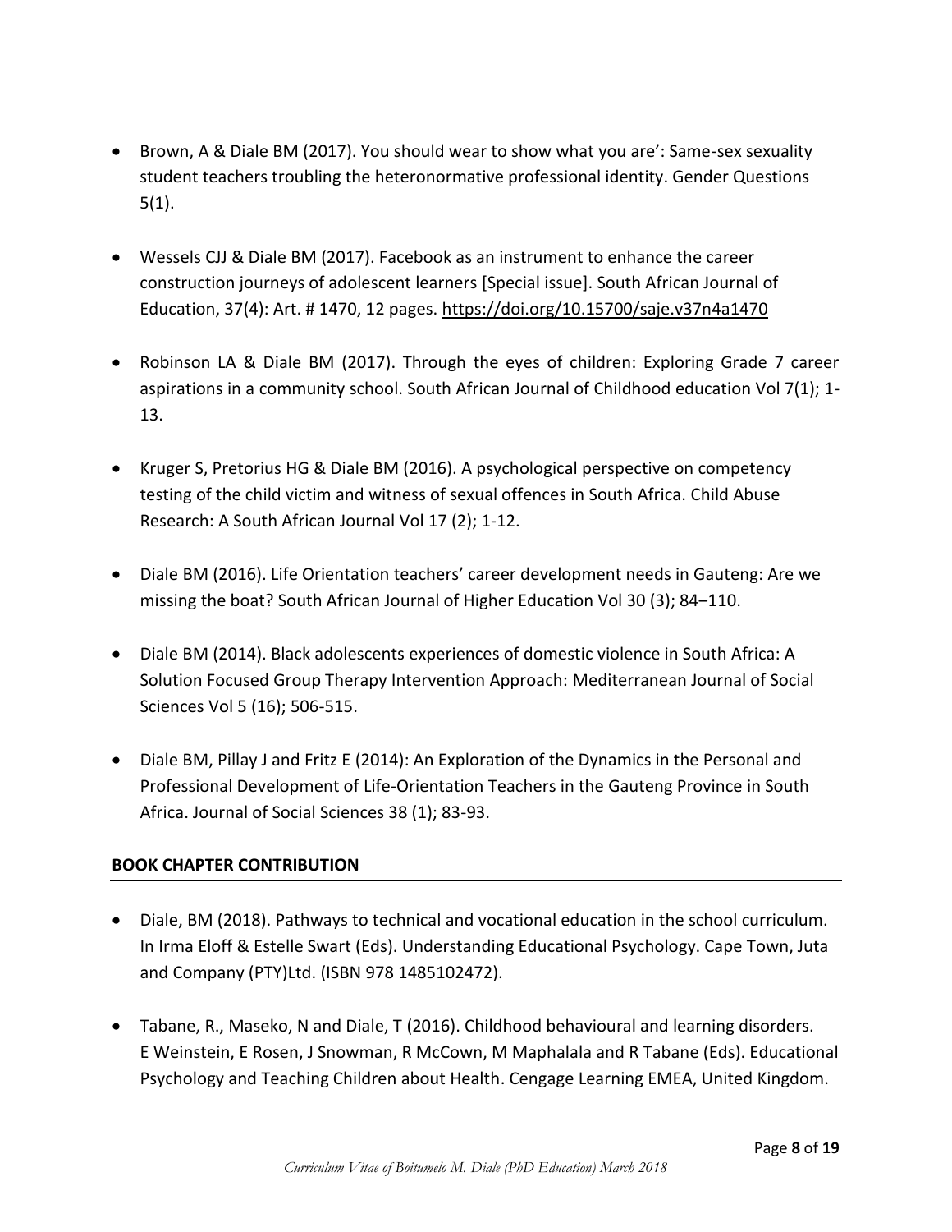- Brown, A & Diale BM (2017). You should wear to show what you are': Same-sex sexuality student teachers troubling the heteronormative professional identity. Gender Questions 5(1).

- Wessels CJJ & Diale BM (2017). Facebook as an instrument to enhance the career construction journeys of adolescent learners [Special issue]. South African Journal of Education, 37(4): Art. # 1470, 12 pages. https://doi.org/10.15700/saje.v37n4a1470

- Robinson LA & Diale BM (2017). Through the eyes of children: Exploring Grade 7 career aspirations in a community school. South African Journal of Childhood education Vol 7(1); 1-13.

- Kruger S, Pretorius HG & Diale BM (2016). A psychological perspective on competency testing of the child victim and witness of sexual offences in South Africa. Child Abuse Research: A South African Journal Vol 17 (2); 1-12.

- Diale BM (2016). Life Orientation teachers' career development needs in Gauteng: Are we missing the boat? South African Journal of Higher Education Vol 30 (3); 84‒110.

- Diale BM (2014). Black adolescents experiences of domestic violence in South Africa: A Solution Focused Group Therapy Intervention Approach: Mediterranean Journal of Social Sciences Vol 5 (16); 506-515.

- Diale BM, Pillay J and Fritz E (2014): An Exploration of the Dynamics in the Personal and Professional Development of Life-Orientation Teachers in the Gauteng Province in South Africa. Journal of Social Sciences 38 (1); 83-93.

## BOOK CHAPTER CONTRIBUTION

- Diale, BM (2018). Pathways to technical and vocational education in the school curriculum. In Irma Eloff & Estelle Swart (Eds). Understanding Educational Psychology. Cape Town, Juta and Company (PTY)Ltd. (ISBN 978 1485102472).

- Tabane, R., Maseko, N and Diale, T (2016). Childhood behavioural and learning disorders. E Weinstein, E Rosen, J Snowman, R McCown, M Maphalala and R Tabane (Eds). Educational Psychology and Teaching Children about Health. Cengage Learning EMEA, United Kingdom.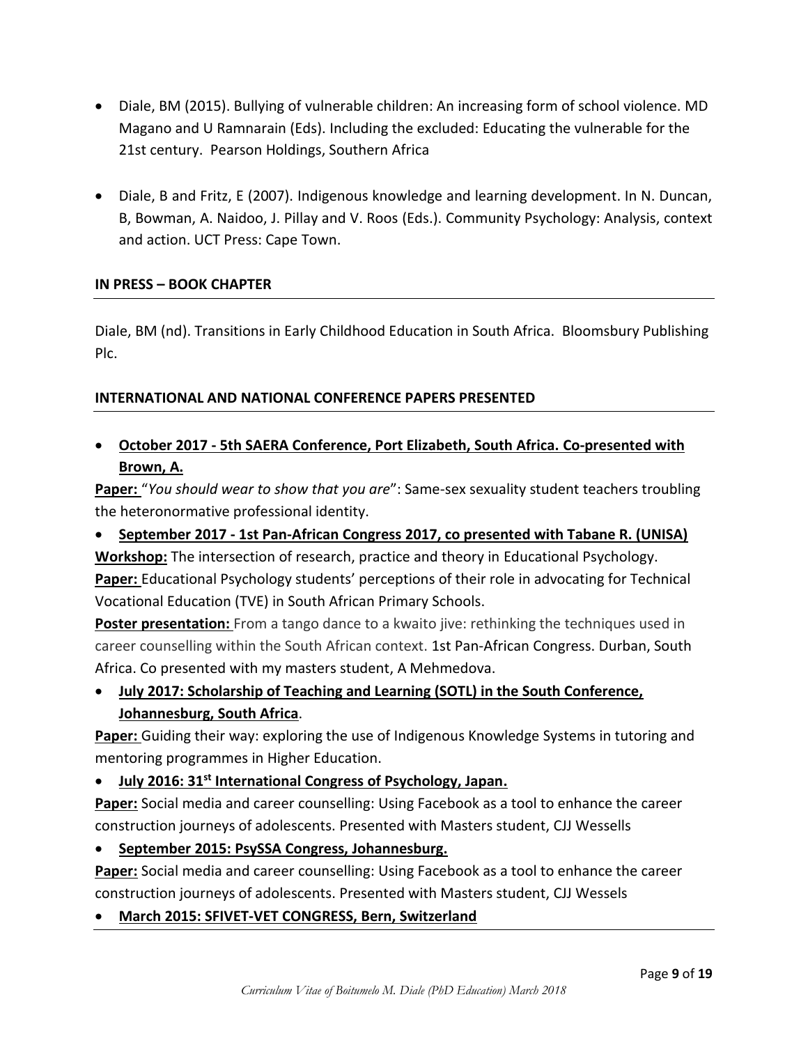- Diale, BM (2015). Bullying of vulnerable children: An increasing form of school violence. MD Magano and U Ramnarain (Eds). Including the excluded: Educating the vulnerable for the 21st century. Pearson Holdings, Southern Africa

- Diale, B and Fritz, E (2007). Indigenous knowledge and learning development. In N. Duncan, B, Bowman, A. Naidoo, J. Pillay and V. Roos (Eds.). Community Psychology: Analysis, context and action. UCT Press: Cape Town.

## IN PRESS – BOOK CHAPTER

Diale, BM (nd). Transitions in Early Childhood Education in South Africa. Bloomsbury Publishing Plc.

## INTERNATIONAL AND NATIONAL CONFERENCE PAPERS PRESENTED

- **October 2017 - 5th SAERA Conference, Port Elizabeth, South Africa. Co-presented with Brown, A.**

**Paper:** "*You should wear to show that you are*": Same-sex sexuality student teachers troubling the heteronormative professional identity.

- **September 2017 - 1st Pan-African Congress 2017, co presented with Tabane R. (UNISA)**

**Workshop:** The intersection of research, practice and theory in Educational Psychology.
**Paper:** Educational Psychology students' perceptions of their role in advocating for Technical Vocational Education (TVE) in South African Primary Schools.
**Poster presentation:** From a tango dance to a kwaito jive: rethinking the techniques used in career counselling within the South African context. 1st Pan-African Congress. Durban, South Africa. Co presented with my masters student, A Mehmedova.

- **July 2017: Scholarship of Teaching and Learning (SOTL) in the South Conference, Johannesburg, South Africa**.

**Paper:** Guiding their way: exploring the use of Indigenous Knowledge Systems in tutoring and mentoring programmes in Higher Education.

- **July 2016: 31st International Congress of Psychology, Japan.**

**Paper:** Social media and career counselling: Using Facebook as a tool to enhance the career construction journeys of adolescents. Presented with Masters student, CJJ Wessells

- **September 2015: PsySSA Congress, Johannesburg.**

**Paper:** Social media and career counselling: Using Facebook as a tool to enhance the career construction journeys of adolescents. Presented with Masters student, CJJ Wessels

- **March 2015: SFIVET-VET CONGRESS, Bern, Switzerland**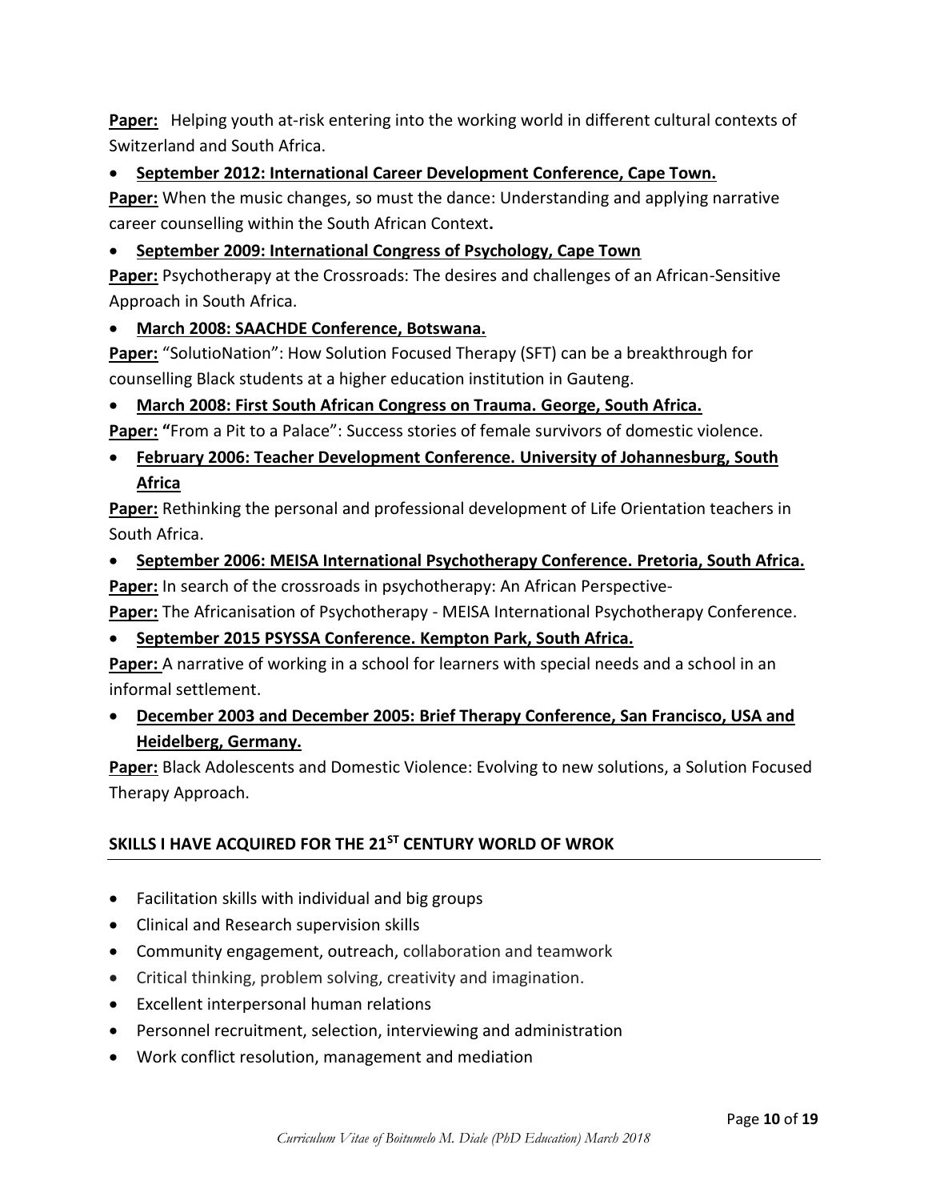**Paper:** Helping youth at-risk entering into the working world in different cultural contexts of Switzerland and South Africa.

- **September 2012: International Career Development Conference, Cape Town.**

**Paper:** When the music changes, so must the dance: Understanding and applying narrative career counselling within the South African Context**.**

- **September 2009: International Congress of Psychology, Cape Town**

**Paper:** Psychotherapy at the Crossroads: The desires and challenges of an African-Sensitive Approach in South Africa.

- **March 2008: SAACHDE Conference, Botswana.**

**Paper:** "SolutioNation": How Solution Focused Therapy (SFT) can be a breakthrough for counselling Black students at a higher education institution in Gauteng.

- **March 2008: First South African Congress on Trauma. George, South Africa.**

**Paper: "**From a Pit to a Palace": Success stories of female survivors of domestic violence.

- **February 2006: Teacher Development Conference. University of Johannesburg, South Africa**

**Paper:** Rethinking the personal and professional development of Life Orientation teachers in South Africa.

- **September 2006: MEISA International Psychotherapy Conference. Pretoria, South Africa.**

**Paper:** In search of the crossroads in psychotherapy: An African Perspective-

**Paper:** The Africanisation of Psychotherapy - MEISA International Psychotherapy Conference.

- **September 2015 PSYSSA Conference. Kempton Park, South Africa.**

**Paper:** A narrative of working in a school for learners with special needs and a school in an informal settlement.

- **December 2003 and December 2005: Brief Therapy Conference, San Francisco, USA and Heidelberg, Germany.**

**Paper:** Black Adolescents and Domestic Violence: Evolving to new solutions, a Solution Focused Therapy Approach.

## SKILLS I HAVE ACQUIRED FOR THE 21ST CENTURY WORLD OF WROK

- Facilitation skills with individual and big groups
- Clinical and Research supervision skills
- Community engagement, outreach, collaboration and teamwork
- Critical thinking, problem solving, creativity and imagination.
- Excellent interpersonal human relations
- Personnel recruitment, selection, interviewing and administration
- Work conflict resolution, management and mediation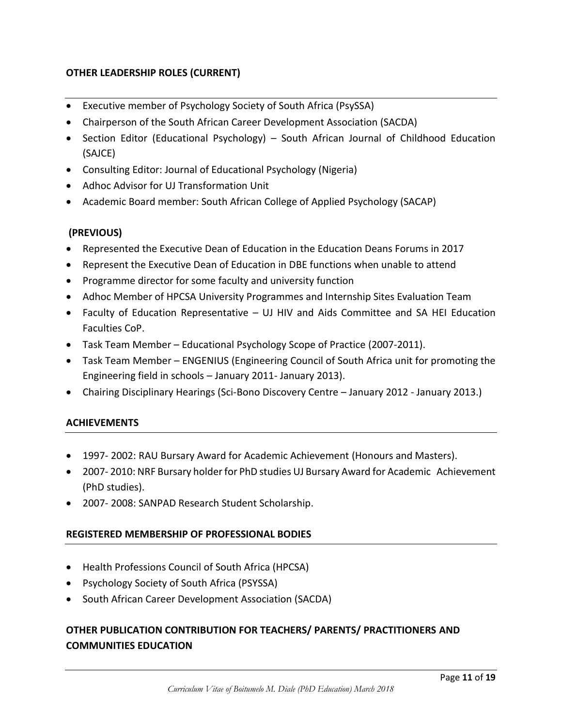## OTHER LEADERSHIP ROLES (CURRENT)

- Executive member of Psychology Society of South Africa (PsySSA)
- Chairperson of the South African Career Development Association (SACDA)
- Section Editor (Educational Psychology) – South African Journal of Childhood Education (SAJCE)
- Consulting Editor: Journal of Educational Psychology (Nigeria)
- Adhoc Advisor for UJ Transformation Unit
- Academic Board member: South African College of Applied Psychology (SACAP)

### (PREVIOUS)

- Represented the Executive Dean of Education in the Education Deans Forums in 2017
- Represent the Executive Dean of Education in DBE functions when unable to attend
- Programme director for some faculty and university function
- Adhoc Member of HPCSA University Programmes and Internship Sites Evaluation Team
- Faculty of Education Representative – UJ HIV and Aids Committee and SA HEI Education Faculties CoP.
- Task Team Member – Educational Psychology Scope of Practice (2007-2011).
- Task Team Member – ENGENIUS (Engineering Council of South Africa unit for promoting the Engineering field in schools – January 2011- January 2013).
- Chairing Disciplinary Hearings (Sci-Bono Discovery Centre – January 2012 - January 2013.)

## ACHIEVEMENTS

- 1997- 2002: RAU Bursary Award for Academic Achievement (Honours and Masters).
- 2007- 2010: NRF Bursary holder for PhD studies UJ Bursary Award for Academic Achievement (PhD studies).
- 2007- 2008: SANPAD Research Student Scholarship.

## REGISTERED MEMBERSHIP OF PROFESSIONAL BODIES

- Health Professions Council of South Africa (HPCSA)
- Psychology Society of South Africa (PSYSSA)
- South African Career Development Association (SACDA)

## OTHER PUBLICATION CONTRIBUTION FOR TEACHERS/ PARENTS/ PRACTITIONERS AND COMMUNITIES EDUCATION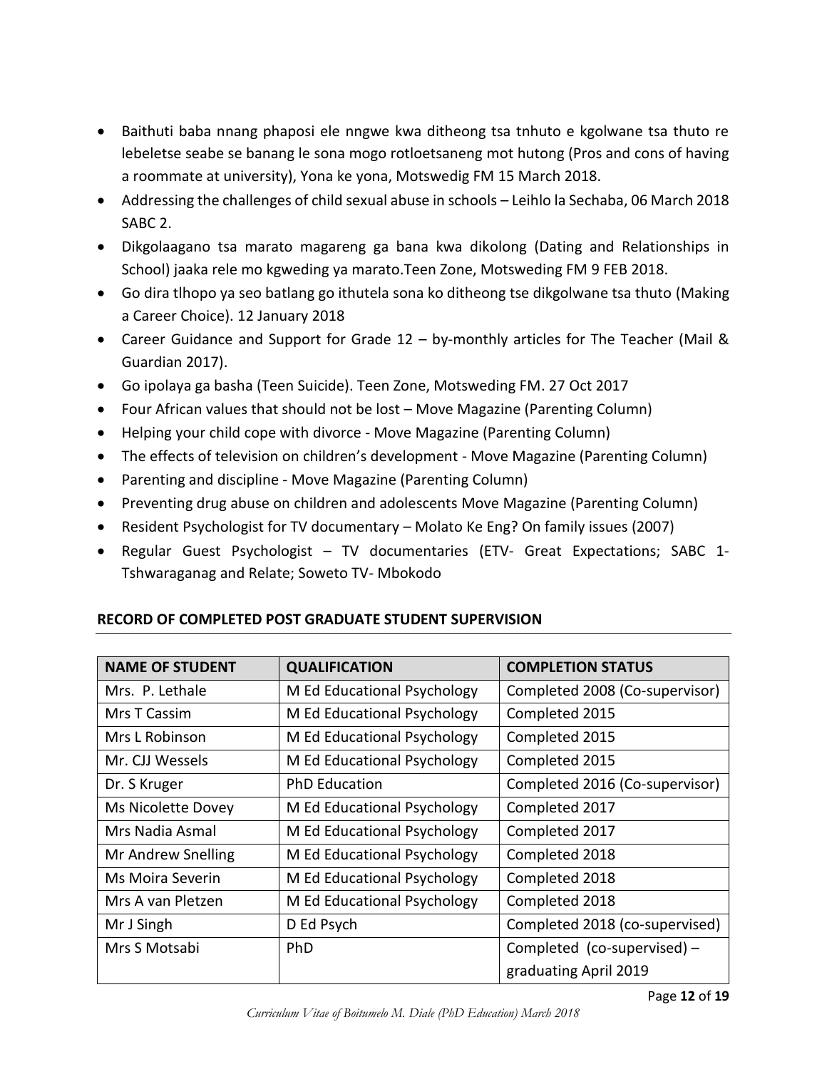- Baithuti baba nnang phaposi ele nngwe kwa ditheong tsa tnhuto e kgolwane tsa thuto re lebeletse seabe se banang le sona mogo rotloetsaneng mot hutong (Pros and cons of having a roommate at university), Yona ke yona, Motswedig FM 15 March 2018.
- Addressing the challenges of child sexual abuse in schools – Leihlo la Sechaba, 06 March 2018 SABC 2.
- Dikgolaagano tsa marato magareng ga bana kwa dikolong (Dating and Relationships in School) jaaka rele mo kgweding ya marato.Teen Zone, Motsweding FM 9 FEB 2018.
- Go dira tlhopo ya seo batlang go ithutela sona ko ditheong tse dikgolwane tsa thuto (Making a Career Choice). 12 January 2018
- Career Guidance and Support for Grade 12 – by-monthly articles for The Teacher (Mail & Guardian 2017).
- Go ipolaya ga basha (Teen Suicide). Teen Zone, Motsweding FM. 27 Oct 2017
- Four African values that should not be lost – Move Magazine (Parenting Column)
- Helping your child cope with divorce - Move Magazine (Parenting Column)
- The effects of television on children's development - Move Magazine (Parenting Column)
- Parenting and discipline - Move Magazine (Parenting Column)
- Preventing drug abuse on children and adolescents Move Magazine (Parenting Column)
- Resident Psychologist for TV documentary – Molato Ke Eng? On family issues (2007)
- Regular Guest Psychologist – TV documentaries (ETV- Great Expectations; SABC 1- Tshwaraganag and Relate; Soweto TV- Mbokodo

## RECORD OF COMPLETED POST GRADUATE STUDENT SUPERVISION

| NAME OF STUDENT | QUALIFICATION | COMPLETION STATUS |
|---|---|---|
| Mrs. P. Lethale | M Ed Educational Psychology | Completed 2008 (Co-supervisor) |
| Mrs T Cassim | M Ed Educational Psychology | Completed 2015 |
| Mrs L Robinson | M Ed Educational Psychology | Completed 2015 |
| Mr. CJJ Wessels | M Ed Educational Psychology | Completed 2015 |
| Dr. S Kruger | PhD Education | Completed 2016 (Co-supervisor) |
| Ms Nicolette Dovey | M Ed Educational Psychology | Completed 2017 |
| Mrs Nadia Asmal | M Ed Educational Psychology | Completed 2017 |
| Mr Andrew Snelling | M Ed Educational Psychology | Completed 2018 |
| Ms Moira Severin | M Ed Educational Psychology | Completed 2018 |
| Mrs A van Pletzen | M Ed Educational Psychology | Completed 2018 |
| Mr J Singh | D Ed Psych | Completed 2018 (co-supervised) |
| Mrs S Motsabi | PhD | Completed (co-supervised) – graduating April 2019 |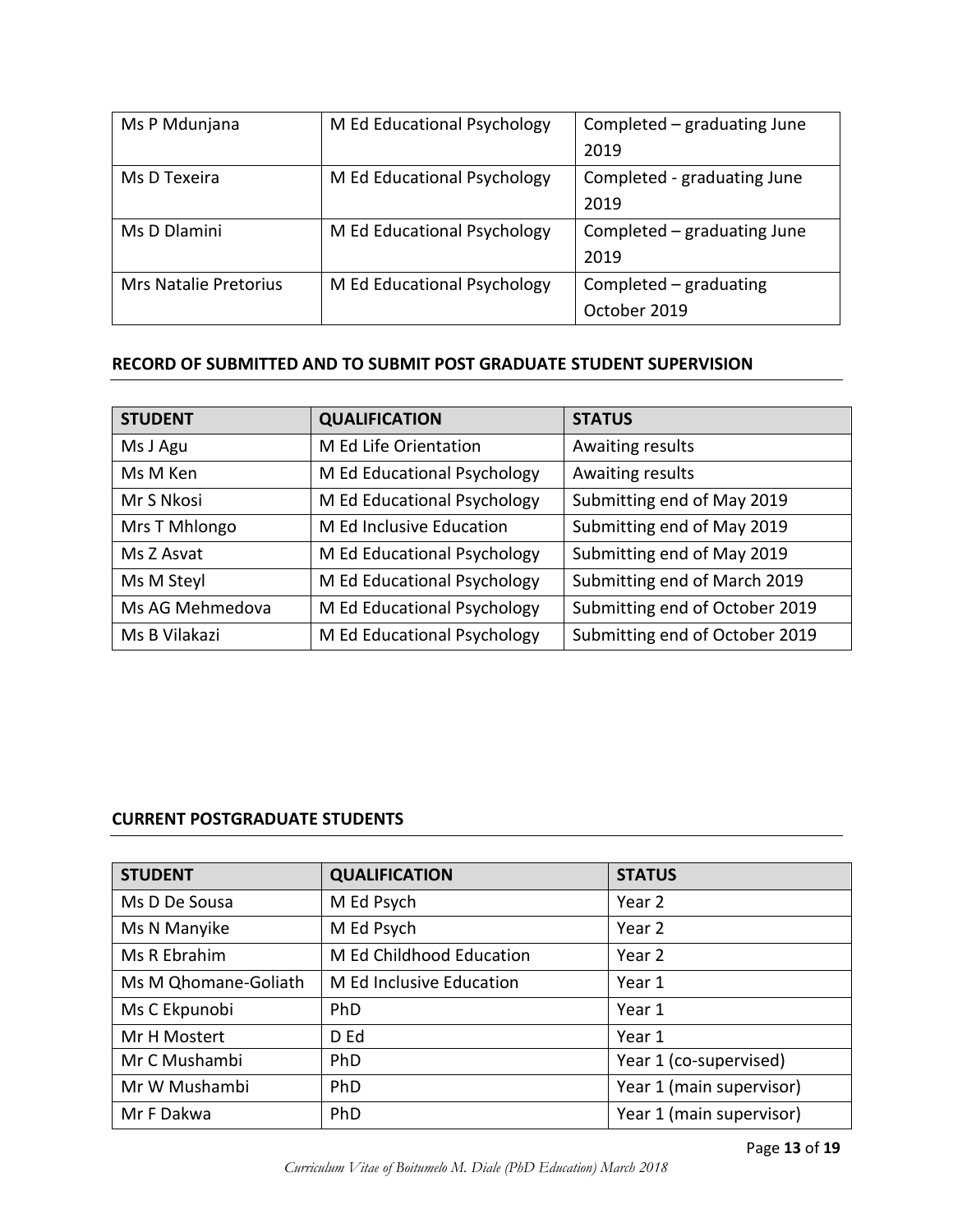| Ms P Mdunjana | M Ed Educational Psychology | Completed – graduating June 2019 |
|---|---|---|
| Ms D Texeira | M Ed Educational Psychology | Completed - graduating June 2019 |
| Ms D Dlamini | M Ed Educational Psychology | Completed – graduating June 2019 |
| Mrs Natalie Pretorius | M Ed Educational Psychology | Completed – graduating October 2019 |

**RECORD OF SUBMITTED AND TO SUBMIT POST GRADUATE STUDENT SUPERVISION**

| STUDENT | QUALIFICATION | STATUS |
|---|---|---|
| Ms J Agu | M Ed Life Orientation | Awaiting results |
| Ms M Ken | M Ed Educational Psychology | Awaiting results |
| Mr S Nkosi | M Ed Educational Psychology | Submitting end of May 2019 |
| Mrs T Mhlongo | M Ed Inclusive Education | Submitting end of May 2019 |
| Ms Z Asvat | M Ed Educational Psychology | Submitting end of May 2019 |
| Ms M Steyl | M Ed Educational Psychology | Submitting end of March 2019 |
| Ms AG Mehmedova | M Ed Educational Psychology | Submitting end of October 2019 |
| Ms B Vilakazi | M Ed Educational Psychology | Submitting end of October 2019 |

**CURRENT POSTGRADUATE STUDENTS**

| STUDENT | QUALIFICATION | STATUS |
|---|---|---|
| Ms D De Sousa | M Ed Psych | Year 2 |
| Ms N Manyike | M Ed Psych | Year 2 |
| Ms R Ebrahim | M Ed Childhood Education | Year 2 |
| Ms M Qhomane-Goliath | M Ed Inclusive Education | Year 1 |
| Ms C Ekpunobi | PhD | Year 1 |
| Mr H Mostert | D Ed | Year 1 |
| Mr C Mushambi | PhD | Year 1 (co-supervised) |
| Mr W Mushambi | PhD | Year 1 (main supervisor) |
| Mr F Dakwa | PhD | Year 1 (main supervisor) |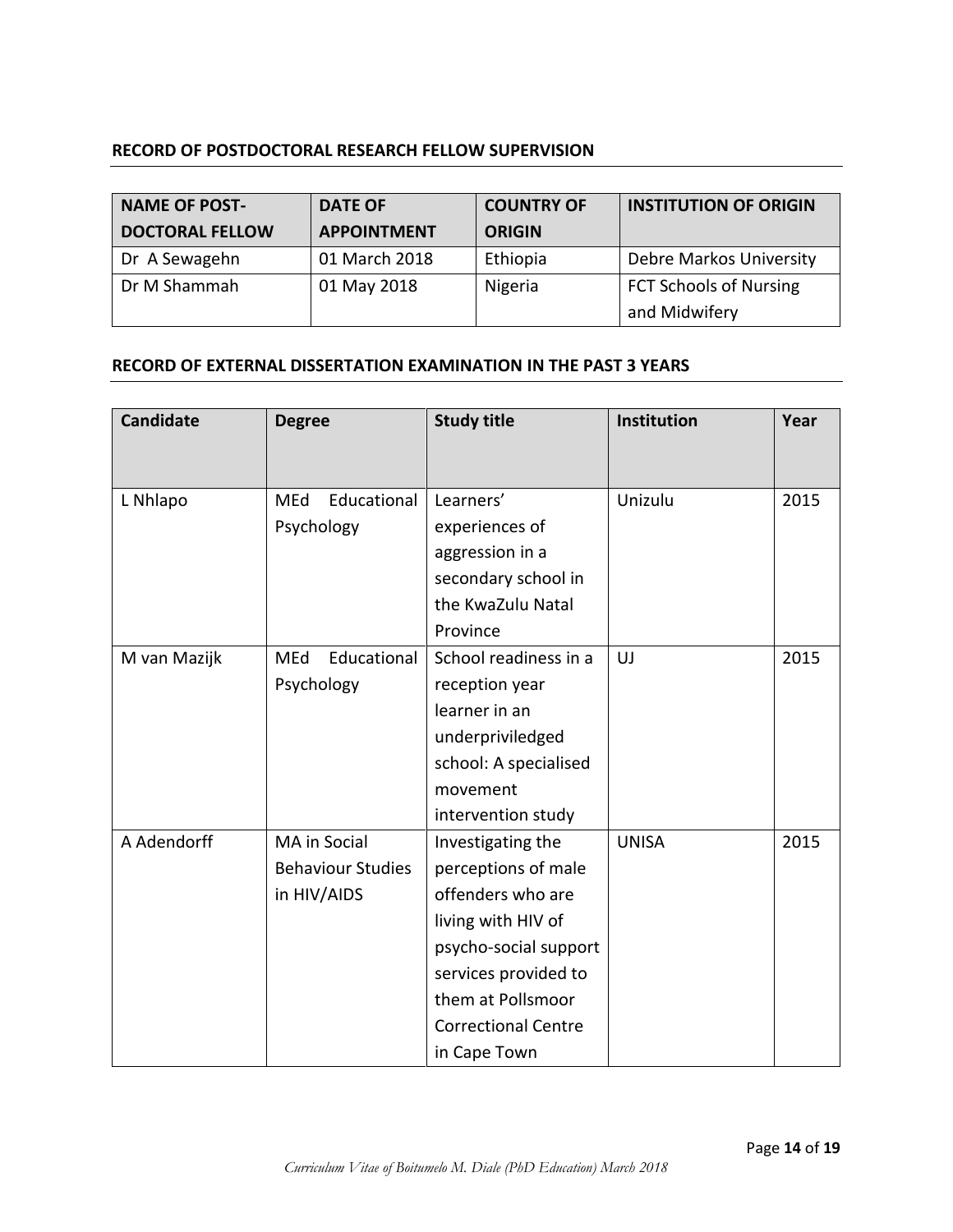## RECORD OF POSTDOCTORAL RESEARCH FELLOW SUPERVISION

| NAME OF POST-DOCTORAL FELLOW | DATE OF APPOINTMENT | COUNTRY OF ORIGIN | INSTITUTION OF ORIGIN |
|---|---|---|---|
| Dr A Sewagehn | 01 March 2018 | Ethiopia | Debre Markos University |
| Dr M Shammah | 01 May 2018 | Nigeria | FCT Schools of Nursing and Midwifery |

## RECORD OF EXTERNAL DISSERTATION EXAMINATION IN THE PAST 3 YEARS

| Candidate | Degree | Study title | Institution | Year |
|---|---|---|---|---|
| L Nhlapo | MEd Educational Psychology | Learners' experiences of aggression in a secondary school in the KwaZulu Natal Province | Unizulu | 2015 |
| M van Mazijk | MEd Educational Psychology | School readiness in a reception year learner in an underpriviledged school: A specialised movement intervention study | UJ | 2015 |
| A Adendorff | MA in Social Behaviour Studies in HIV/AIDS | Investigating the perceptions of male offenders who are living with HIV of psycho-social support services provided to them at Pollsmoor Correctional Centre in Cape Town | UNISA | 2015 |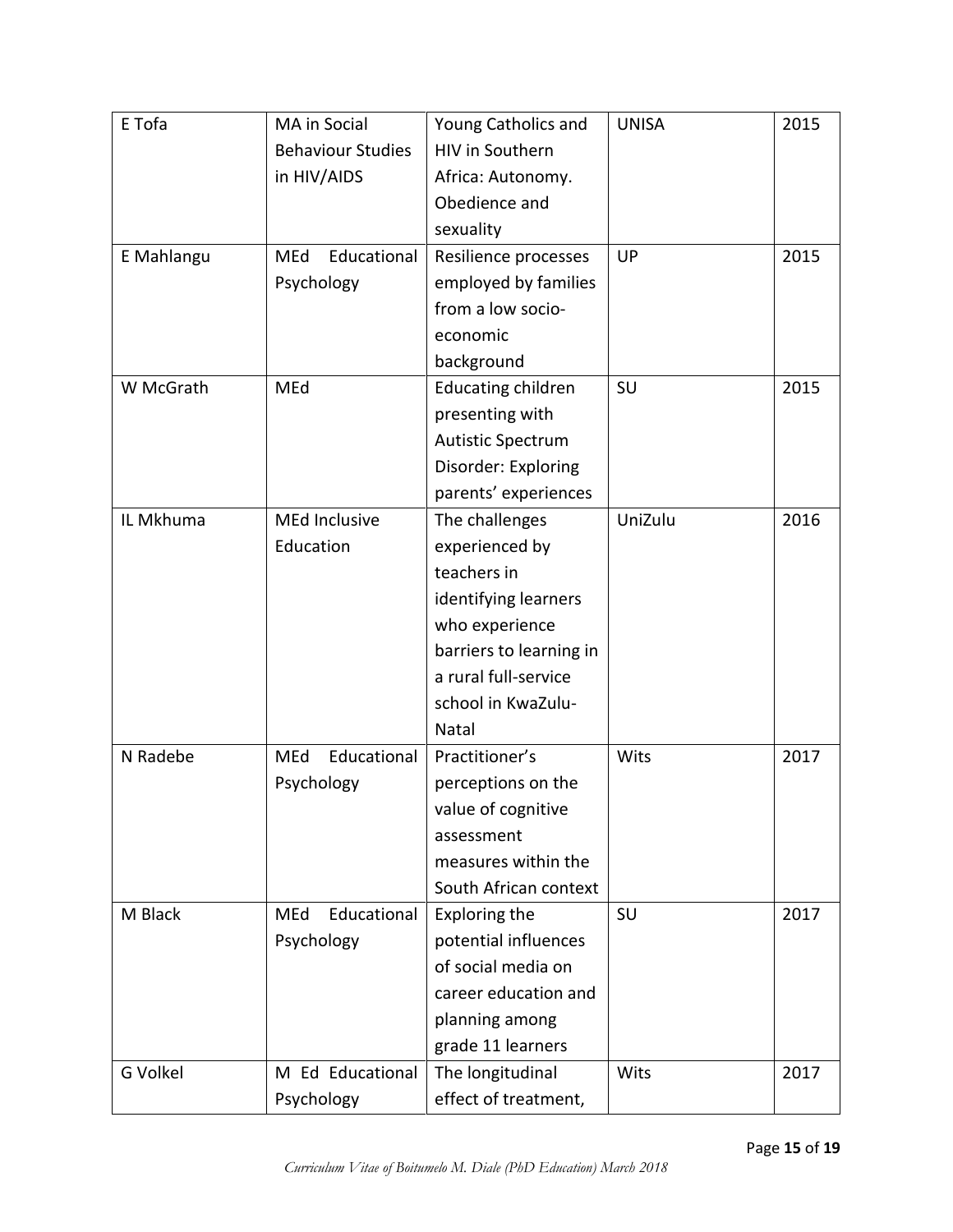| E Tofa | MA in Social Behaviour Studies in HIV/AIDS | Young Catholics and HIV in Southern Africa: Autonomy. Obedience and sexuality | UNISA | 2015 |
|---|---|---|---|---|
| E Mahlangu | MEd Educational Psychology | Resilience processes employed by families from a low socio-economic background | UP | 2015 |
| W McGrath | MEd | Educating children presenting with Autistic Spectrum Disorder: Exploring parents' experiences | SU | 2015 |
| IL Mkhuma | MEd Inclusive Education | The challenges experienced by teachers in identifying learners who experience barriers to learning in a rural full-service school in KwaZulu-Natal | UniZulu | 2016 |
| N Radebe | MEd Educational Psychology | Practitioner's perceptions on the value of cognitive assessment measures within the South African context | Wits | 2017 |
| M Black | MEd Educational Psychology | Exploring the potential influences of social media on career education and planning among grade 11 learners | SU | 2017 |
| G Volkel | M Ed Educational Psychology | The longitudinal effect of treatment, | Wits | 2017 |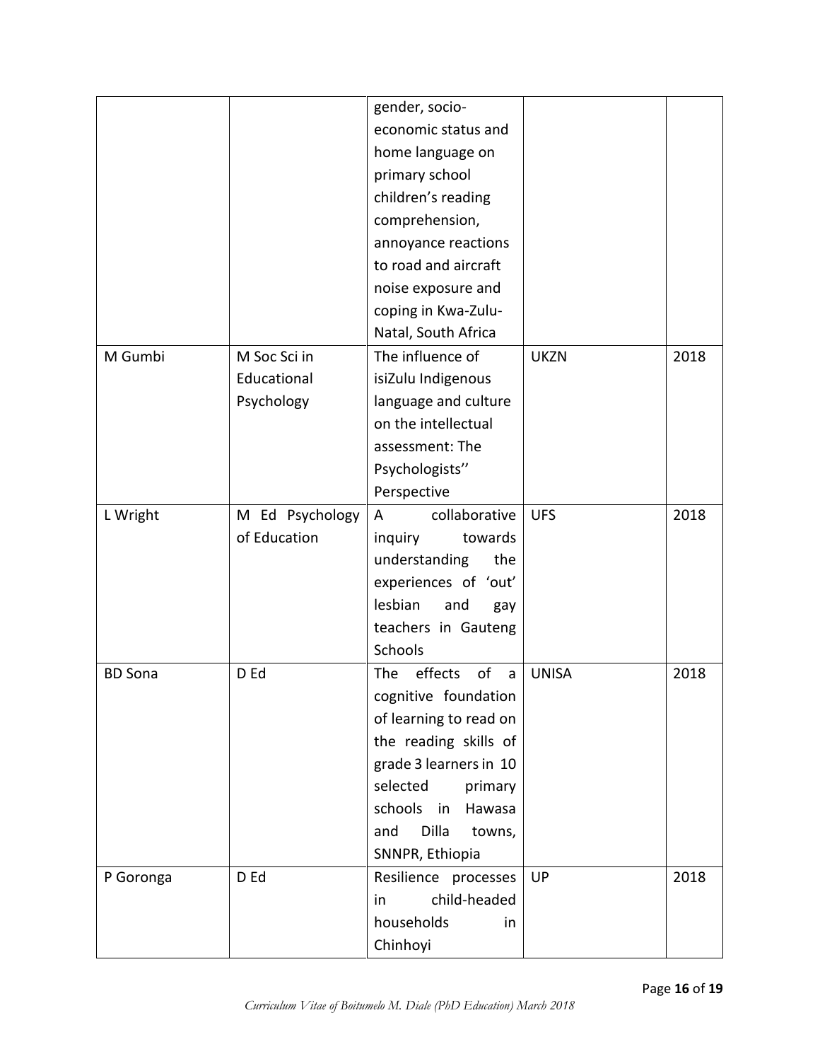|  |  | gender, socio-economic status and home language on primary school children's reading comprehension, annoyance reactions to road and aircraft noise exposure and coping in Kwa-Zulu-Natal, South Africa |  |  |
|---|---|---|---|---|
| M Gumbi | M Soc Sci in Educational Psychology | The influence of isiZulu Indigenous language and culture on the intellectual assessment: The Psychologists'' Perspective | UKZN | 2018 |
| L Wright | M Ed Psychology of Education | A collaborative inquiry towards understanding the experiences of 'out' lesbian and gay teachers in Gauteng Schools | UFS | 2018 |
| BD Sona | D Ed | The effects of a cognitive foundation of learning to read on the reading skills of grade 3 learners in 10 selected primary schools in Hawasa and Dilla towns, SNNPR, Ethiopia | UNISA | 2018 |
| P Goronga | D Ed | Resilience processes in child-headed households in Chinhoyi | UP | 2018 |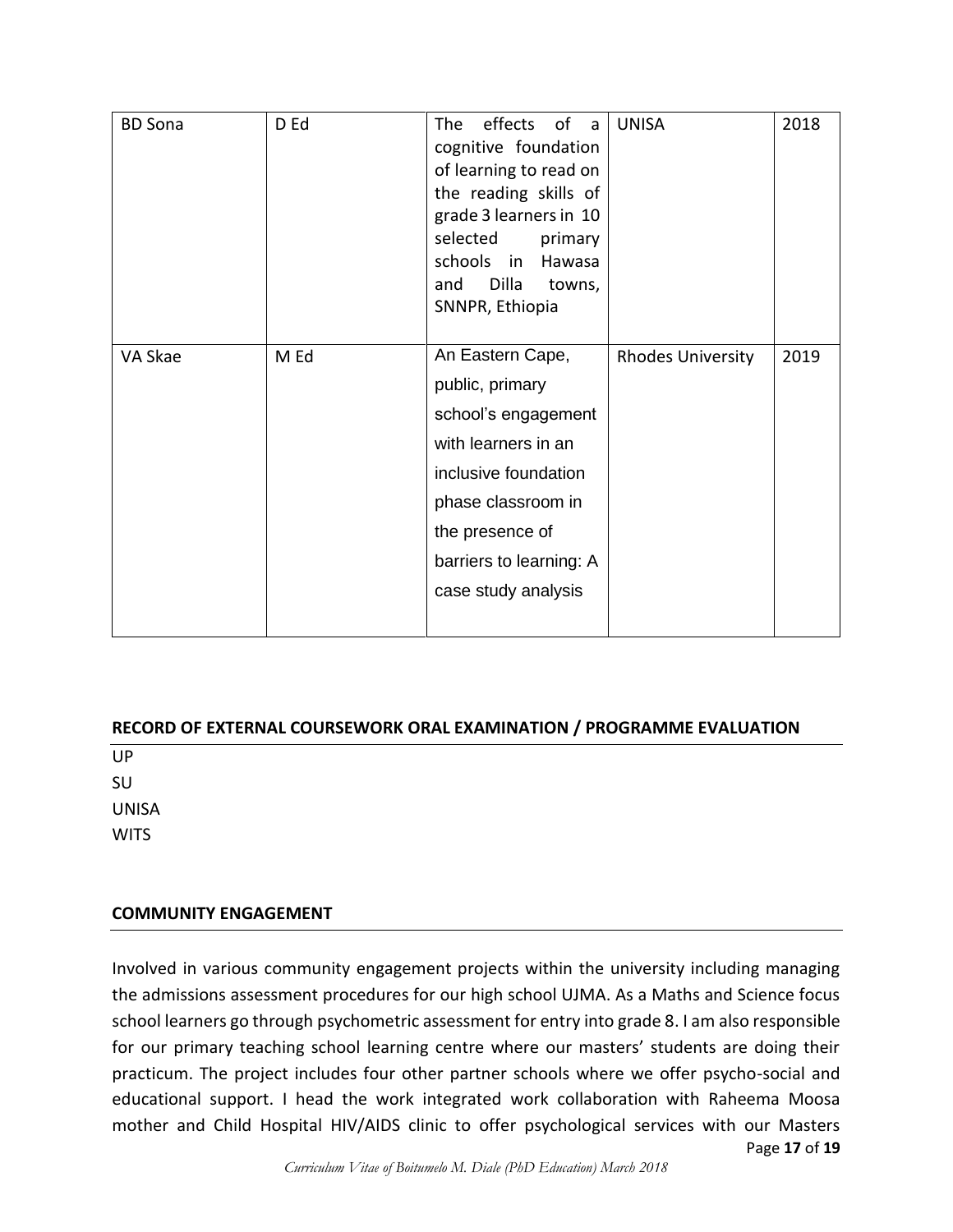| | | | | |
|---|---|---|---|---|
| BD Sona | D Ed | The effects of a cognitive foundation of learning to read on the reading skills of grade 3 learners in 10 selected primary schools in Hawasa and Dilla towns, SNNPR, Ethiopia | UNISA | 2018 |
| VA Skae | M Ed | An Eastern Cape, public, primary school's engagement with learners in an inclusive foundation phase classroom in the presence of barriers to learning: A case study analysis | Rhodes University | 2019 |

## RECORD OF EXTERNAL COURSEWORK ORAL EXAMINATION / PROGRAMME EVALUATION

UP
SU
UNISA
WITS

## COMMUNITY ENGAGEMENT

Involved in various community engagement projects within the university including managing the admissions assessment procedures for our high school UJMA. As a Maths and Science focus school learners go through psychometric assessment for entry into grade 8. I am also responsible for our primary teaching school learning centre where our masters' students are doing their practicum. The project includes four other partner schools where we offer psycho-social and educational support. I head the work integrated work collaboration with Raheema Moosa mother and Child Hospital HIV/AIDS clinic to offer psychological services with our Masters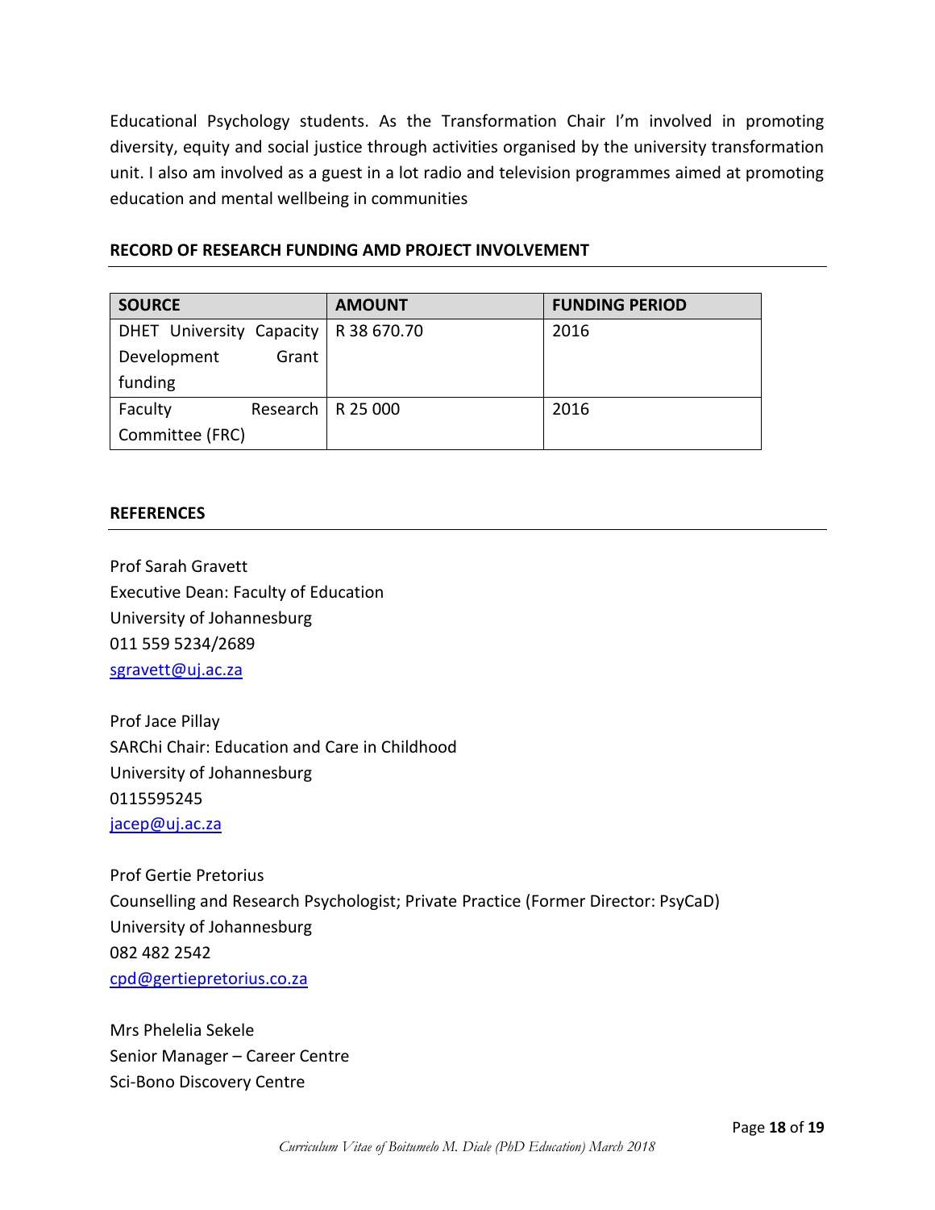Educational Psychology students. As the Transformation Chair I'm involved in promoting diversity, equity and social justice through activities organised by the university transformation unit. I also am involved as a guest in a lot radio and television programmes aimed at promoting education and mental wellbeing in communities

## RECORD OF RESEARCH FUNDING AMD PROJECT INVOLVEMENT

| SOURCE | AMOUNT | FUNDING PERIOD |
|---|---|---|
| DHET University Capacity Development Grant funding | R 38 670.70 | 2016 |
| Faculty Research Committee (FRC) | R 25 000 | 2016 |

## REFERENCES

Prof Sarah Gravett
Executive Dean: Faculty of Education
University of Johannesburg
011 559 5234/2689
sgravett@uj.ac.za

Prof Jace Pillay
SARChi Chair: Education and Care in Childhood
University of Johannesburg
0115595245
jacep@uj.ac.za

Prof Gertie Pretorius
Counselling and Research Psychologist; Private Practice (Former Director: PsyCaD)
University of Johannesburg
082 482 2542
cpd@gertiepretorius.co.za

Mrs Phelelia Sekele
Senior Manager – Career Centre
Sci-Bono Discovery Centre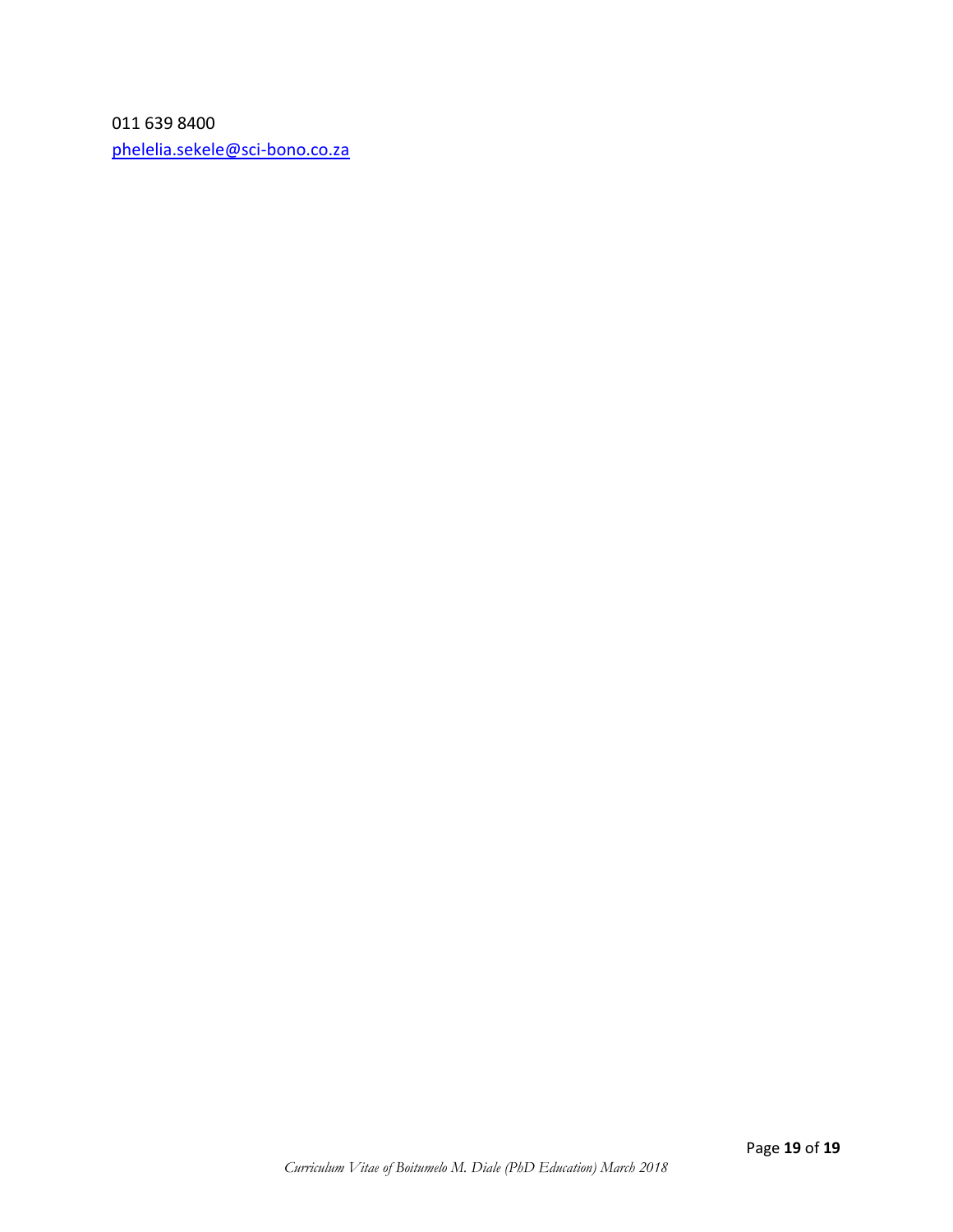011 639 8400

phelelia.sekele@sci-bono.co.za